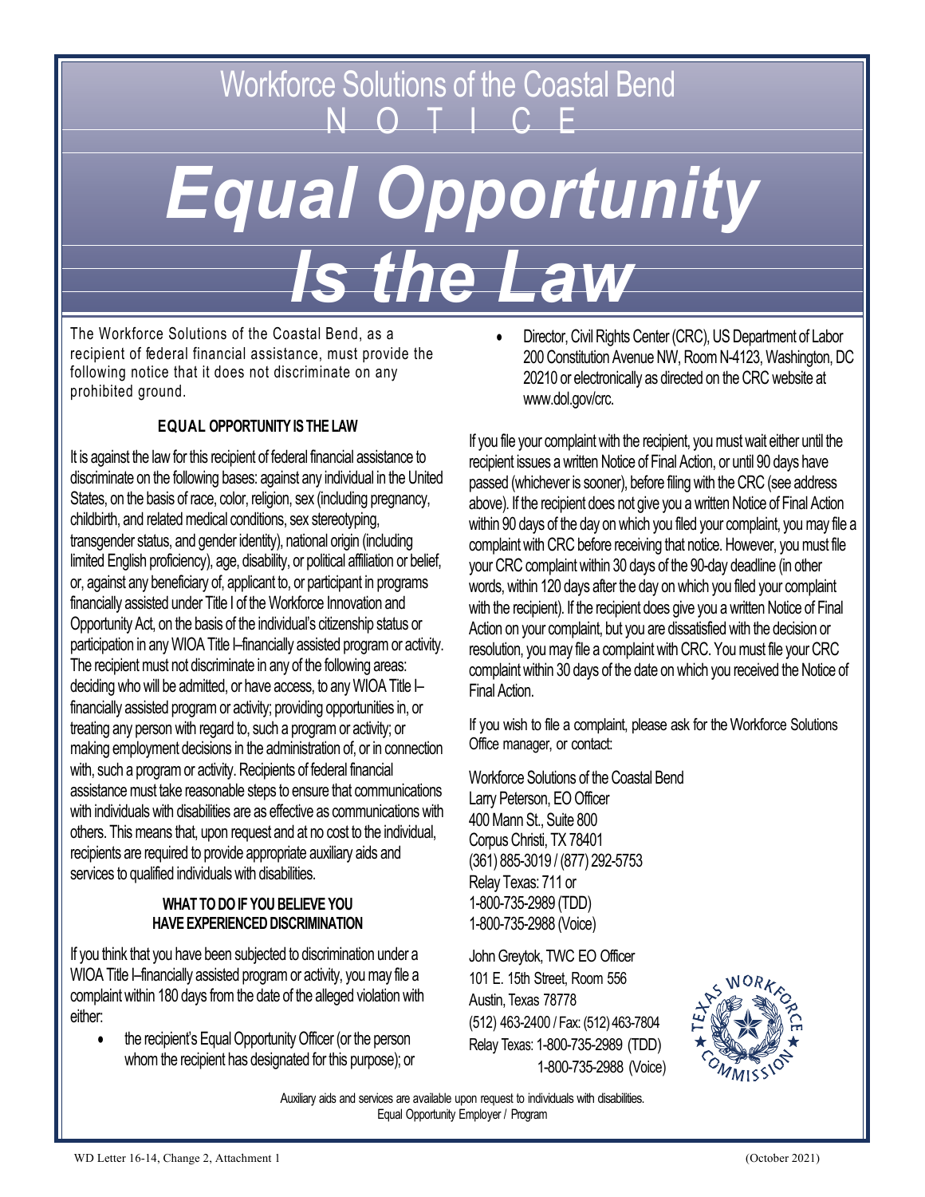# Workforce Solutions of the Coastal Bend

## N O T I C E

# *Equal Opportunity Is the Law*

The Workforce Solutions of the Coastal Bend, as a recipient of federal financial assistance, must provide the following notice that it does not discriminate on any prohibited ground.

**EQUAL OPPORTUNITY IS THE LAW**

It is against the law for this recipient of federal financial assistance to discriminate on the following bases: against any individual in the United States, on the basis of race, color, religion, sex (including pregnancy, childbirth, and related medical conditions, sex stereotyping, transgender status, and gender identity), national origin (including limited English proficiency), age, disability, or political affiliation or belief, or, against any beneficiary of, applicant to, or participant in programs financially assisted under Title I of the Workforce Innovation and Opportunity Act, on the basis of the individual's citizenship status or participation in any WIOA Title I–financially assisted program or activity. The recipient must not discriminate in any of the following areas: deciding who will be admitted, or have access, to any WIOA Title I–financially assisted program or activity; providing opportunities in, or treating any person with regard to, such a program or activity; or making employment decisions in the administration of, or in connection with, such a program or activity. Recipients of federal financial assistance must take reasonable steps to ensure that communications with individuals with disabilities are as effective as communications with others. This means that, upon request and at no cost to the individual, recipients are required to provide appropriate auxiliary aids and services to qualified individuals with disabilities.

**WHAT TO DO IF YOU BELIEVE YOU HAVE EXPERIENCED DISCRIMINATION**

If you think that you have been subjected to discrimination under a WIOA Title I–financially assisted program or activity, you may file a complaint within 180 days from the date of the alleged violation with either:

- the recipient's Equal Opportunity Officer (or the person whom the recipient has designated for this purpose); or
- Director, Civil Rights Center (CRC), US Department of Labor 200 Constitution Avenue NW, Room N-4123, Washington, DC 20210 or electronically as directed on the CRC website at www.dol.gov/crc.

If you file your complaint with the recipient, you must wait either until the recipient issues a written Notice of Final Action, or until 90 days have passed (whichever is sooner), before filing with the CRC (see address above). If the recipient does not give you a written Notice of Final Action within 90 days of the day on which you filed your complaint, you may file a complaint with CRC before receiving that notice. However, you must file your CRC complaint within 30 days of the 90-day deadline (in other words, within 120 days after the day on which you filed your complaint with the recipient). If the recipient does give you a written Notice of Final Action on your complaint, but you are dissatisfied with the decision or resolution, you may file a complaint with CRC. You must file your CRC complaint within 30 days of the date on which you received the Notice of Final Action.

If you wish to file a complaint, please ask for the Workforce Solutions Office manager, or contact:

Workforce Solutions of the Coastal Bend
Larry Peterson, EO Officer
400 Mann St., Suite 800
Corpus Christi, TX 78401
(361) 885-3019 / (877) 292-5753
Relay Texas: 711 or
1-800-735-2989 (TDD)
1-800-735-2988 (Voice)

John Greytok, TWC EO Officer
101 E. 15th Street, Room 556
Austin, Texas 78778
(512) 463-2400 / Fax: (512) 463-7804
Relay Texas: 1-800-735-2989 (TDD)
1-800-735-2988 (Voice)

Auxiliary aids and services are available upon request to individuals with disabilities.
Equal Opportunity Employer / Program

WD Letter 16-14, Change 2, Attachment 1 (October 2021)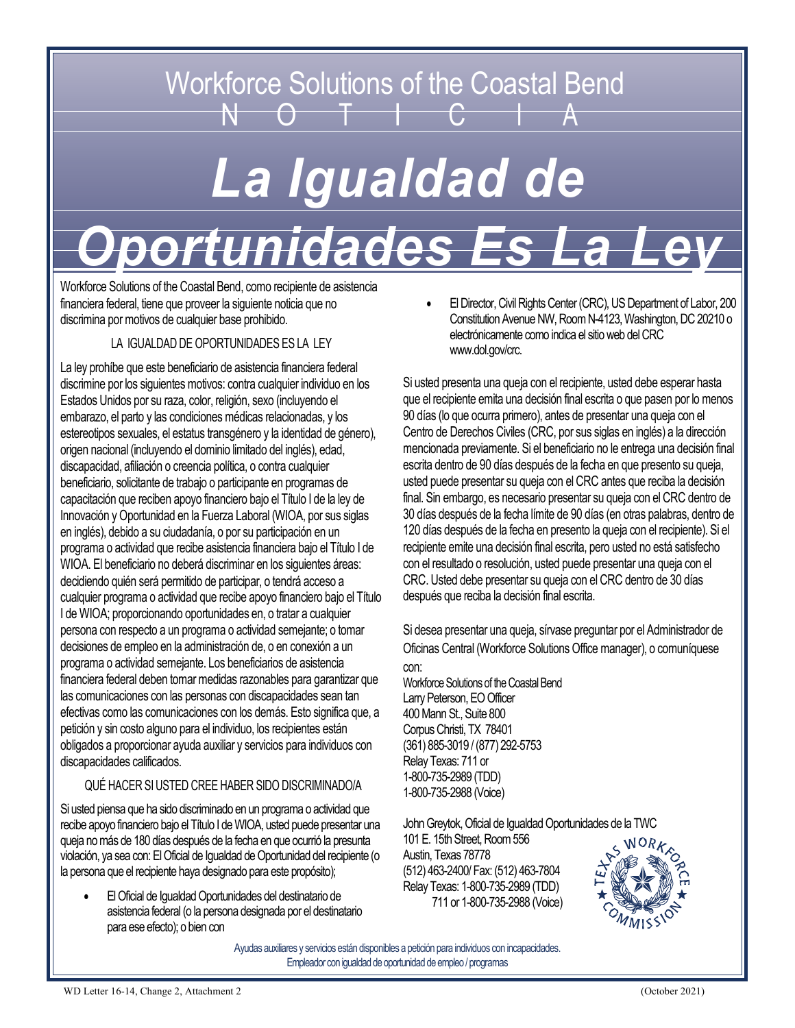# Workforce Solutions of the Coastal Bend

## N O T I C I A

# *La Igualdad de Oportunidades Es La Ley*

Workforce Solutions of the Coastal Bend, como recipiente de asistencia financiera federal, tiene que proveer la siguiente noticia que no discrimina por motivos de cualquier base prohibido.

### LA IGUALDAD DE OPORTUNIDADES ES LA LEY

La ley prohíbe que este beneficiario de asistencia financiera federal discrimine por los siguientes motivos: contra cualquier individuo en los Estados Unidos por su raza, color, religión, sexo (incluyendo el embarazo, el parto y las condiciones médicas relacionadas, y los estereotipos sexuales, el estatus transgénero y la identidad de género), origen nacional (incluyendo el dominio limitado del inglés), edad, discapacidad, afiliación o creencia política, o contra cualquier beneficiario, solicitante de trabajo o participante en programas de capacitación que reciben apoyo financiero bajo el Título I de la ley de Innovación y Oportunidad en la Fuerza Laboral (WIOA, por sus siglas en inglés), debido a su ciudadanía, o por su participación en un programa o actividad que recibe asistencia financiera bajo el Título I de WIOA. El beneficiario no deberá discriminar en los siguientes áreas: decidiendo quién será permitido de participar, o tendrá acceso a cualquier programa o actividad que recibe apoyo financiero bajo el Título I de WIOA; proporcionando oportunidades en, o tratar a cualquier persona con respecto a un programa o actividad semejante; o tomar decisiones de empleo en la administración de, o en conexión a un programa o actividad semejante. Los beneficiarios de asistencia financiera federal deben tomar medidas razonables para garantizar que las comunicaciones con las personas con discapacidades sean tan efectivas como las comunicaciones con los demás. Esto significa que, a petición y sin costo alguno para el individuo, los recipientes están obligados a proporcionar ayuda auxiliar y servicios para individuos con discapacidades calificados.

### QUÉ HACER SI USTED CREE HABER SIDO DISCRIMINADO/A

Si usted piensa que ha sido discriminado en un programa o actividad que recibe apoyo financiero bajo el Título I de WIOA, usted puede presentar una queja no más de 180 días después de la fecha en que ocurrió la presunta violación, ya sea con: El Oficial de Igualdad de Oportunidad del recipiente (o la persona que el recipiente haya designado para este propósito);

- El Oficial de Igualdad Oportunidades del destinatario de asistencia federal (o la persona designada por el destinatario para ese efecto); o bien con
- El Director, Civil Rights Center (CRC), US Department of Labor, 200 Constitution Avenue NW, Room N-4123, Washington, DC 20210 o electrónicamente como indica el sitio web del CRC www.dol.gov/crc.

Si usted presenta una queja con el recipiente, usted debe esperar hasta que el recipiente emita una decisión final escrita o que pasen por lo menos 90 días (lo que ocurra primero), antes de presentar una queja con el Centro de Derechos Civiles (CRC, por sus siglas en inglés) a la dirección mencionada previamente. Si el beneficiario no le entrega una decisión final escrita dentro de 90 días después de la fecha en que presento su queja, usted puede presentar su queja con el CRC antes que reciba la decisión final. Sin embargo, es necesario presentar su queja con el CRC dentro de 30 días después de la fecha límite de 90 días (en otras palabras, dentro de 120 días después de la fecha en presento la queja con el recipiente). Si el recipiente emite una decisión final escrita, pero usted no está satisfecho con el resultado o resolución, usted puede presentar una queja con el CRC. Usted debe presentar su queja con el CRC dentro de 30 días después que reciba la decisión final escrita.

Si desea presentar una queja, sírvase preguntar por el Administrador de Oficinas Central (Workforce Solutions Office manager), o comuníquese con:

Workforce Solutions of the Coastal Bend
Larry Peterson, EO Officer
400 Mann St., Suite 800
Corpus Christi, TX 78401
(361) 885-3019 / (877) 292-5753
Relay Texas: 711 or
1-800-735-2989 (TDD)
1-800-735-2988 (Voice)

John Greytok, Oficial de Igualdad Oportunidades de la TWC
101 E. 15th Street, Room 556
Austin, Texas 78778
(512) 463-2400/ Fax: (512) 463-7804
Relay Texas: 1-800-735-2989 (TDD)
711 or 1-800-735-2988 (Voice)

TEXAS WORKFORCE COMMISSION

Ayudas auxiliares y servicios están disponibles a petición para individuos con incapacidades.
Empleador con igualdad de oportunidad de empleo / programas

WD Letter 16-14, Change 2, Attachment 2 (October 2021)